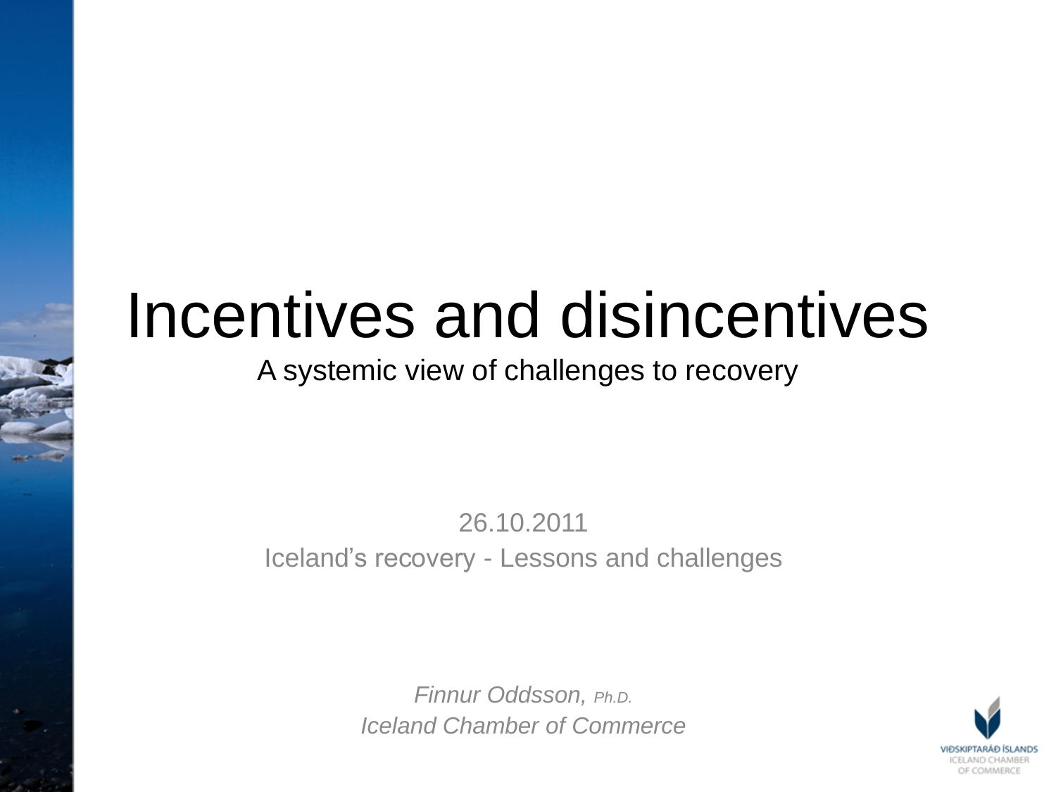# Incentives and disincentives

## A systemic view of challenges to recovery

26.10.2011

Iceland's recovery - Lessons and challenges

*Finnur Oddsson, Ph.D.*

*Iceland Chamber of Commerce*

VIÐSKIPTARÁÐ ÍSLANDS
ICELAND CHAMBER OF COMMERCE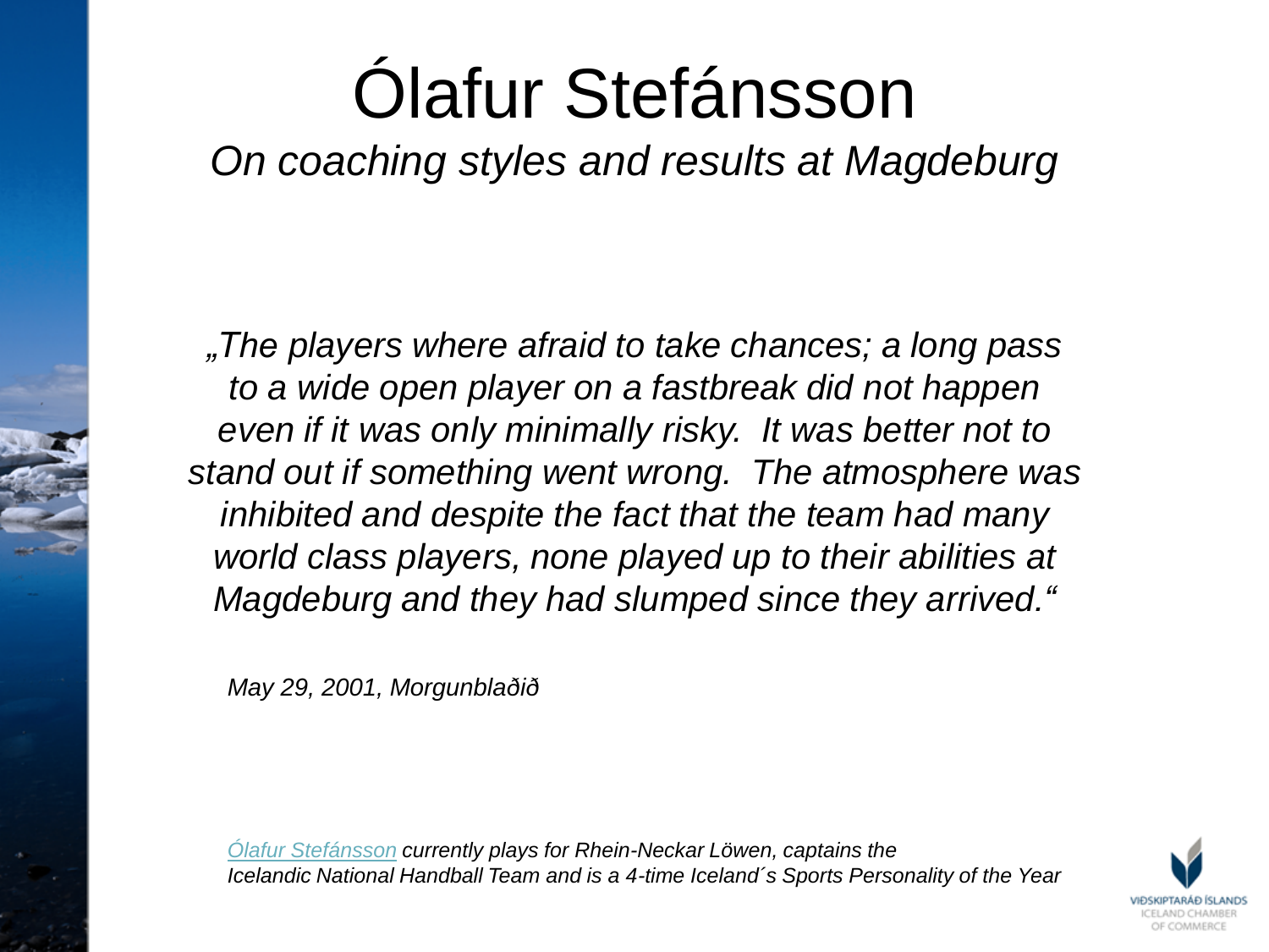# Ólafur Stefánsson

*On coaching styles and results at Magdeburg*

*„The players where afraid to take chances; a long pass to a wide open player on a fastbreak did not happen even if it was only minimally risky.  It was better not to stand out if something went wrong.  The atmosphere was inhibited and despite the fact that the team had many world class players, none played up to their abilities at Magdeburg and they had slumped since they arrived.“*

*May 29, 2001, Morgunblaðið*

*Ólafur Stefánsson currently plays for Rhein-Neckar Löwen, captains the Icelandic National Handball Team and is a 4-time Iceland´s Sports Personality of the Year*

VIÐSKIPTARÁÐ ÍSLANDS
ICELAND CHAMBER OF COMMERCE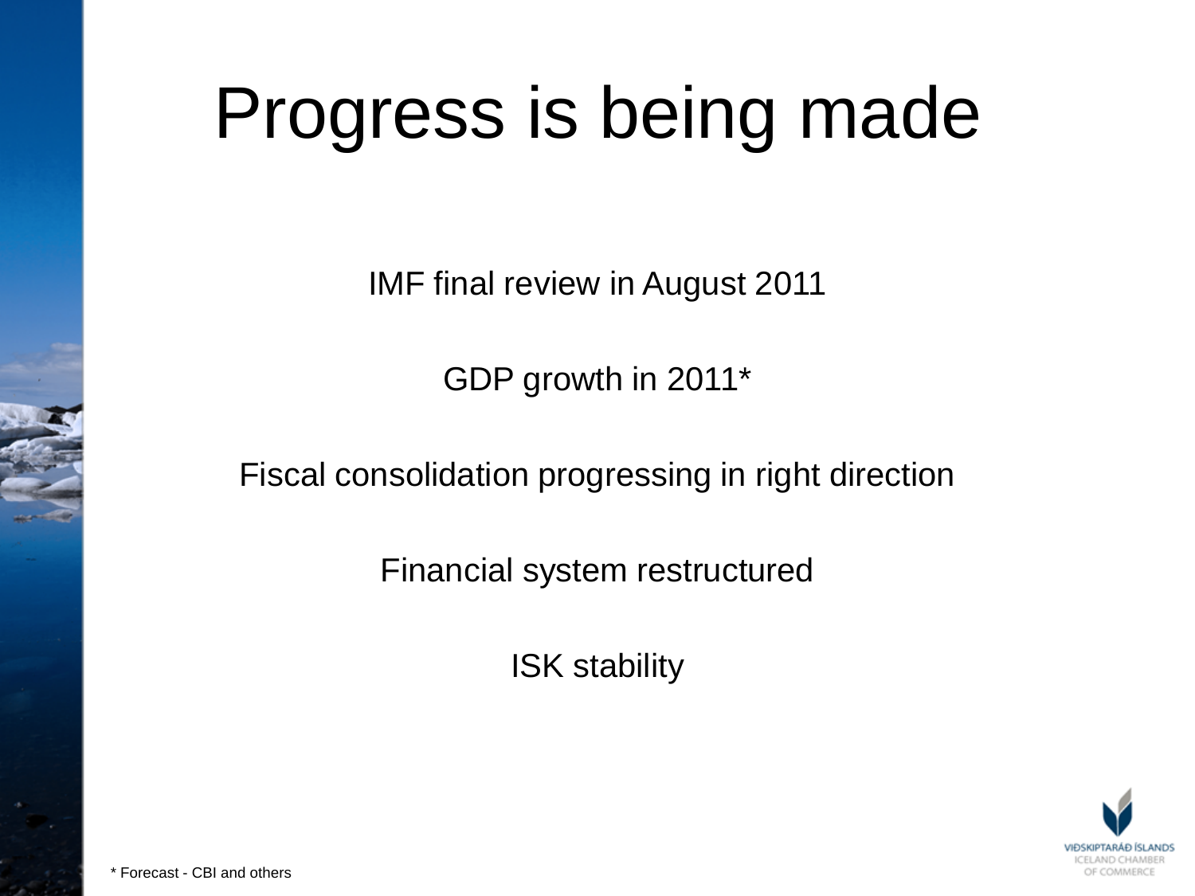# Progress is being made

IMF final review in August 2011

GDP growth in 2011*

Fiscal consolidation progressing in right direction

Financial system restructured

ISK stability

* Forecast - CBI and others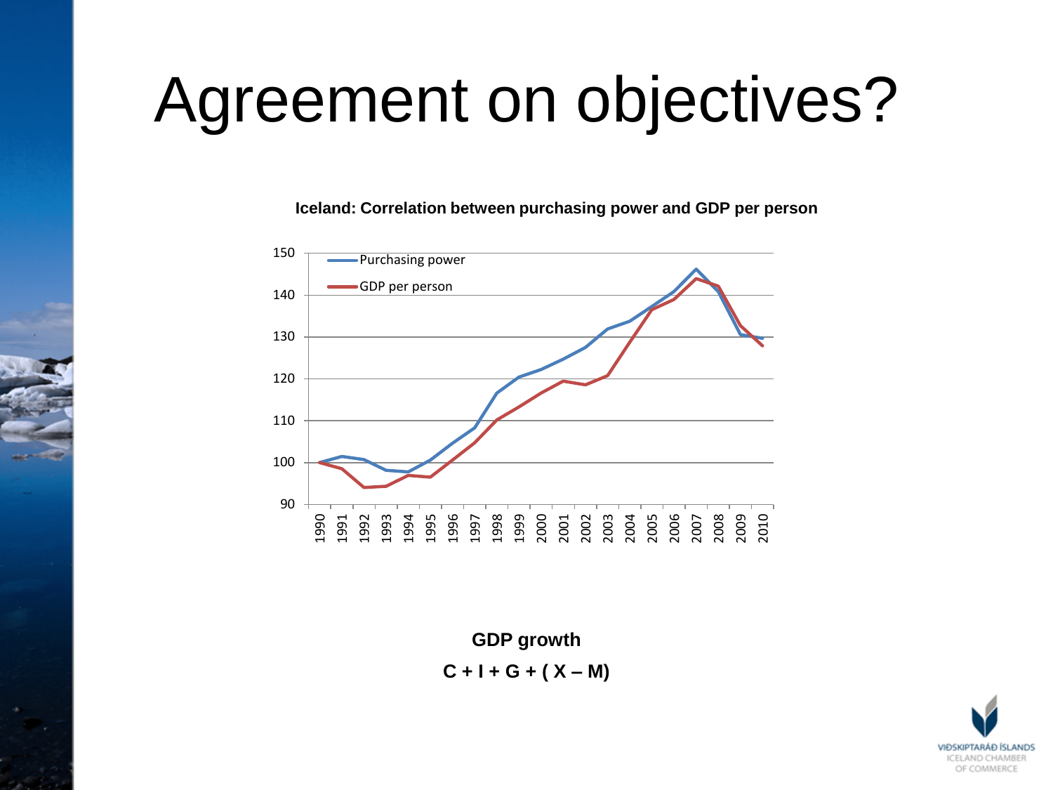# Agreement on objectives?

**Iceland: Correlation between purchasing power and GDP per person**

**GDP growth**

**C + I + G + ( X – M)**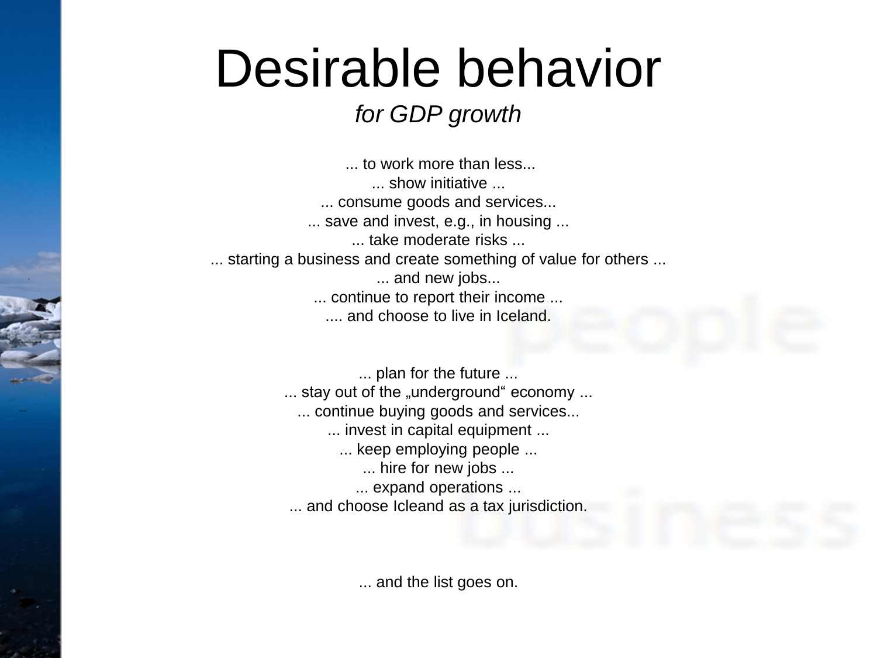# Desirable behavior

*for GDP growth*

... to work more than less...
... show initiative ...
... consume goods and services...
... save and invest, e.g., in housing ...
... take moderate risks ...
... starting a business and create something of value for others ...
... and new jobs...
... continue to report their income ...
.... and choose to live in Iceland.

people

... plan for the future ...
... stay out of the „underground" economy ...
... continue buying goods and services...
... invest in capital equipment ...
... keep employing people ...
... hire for new jobs ...
... expand operations ...
... and choose Icleand as a tax jurisdiction.

business

... and the list goes on.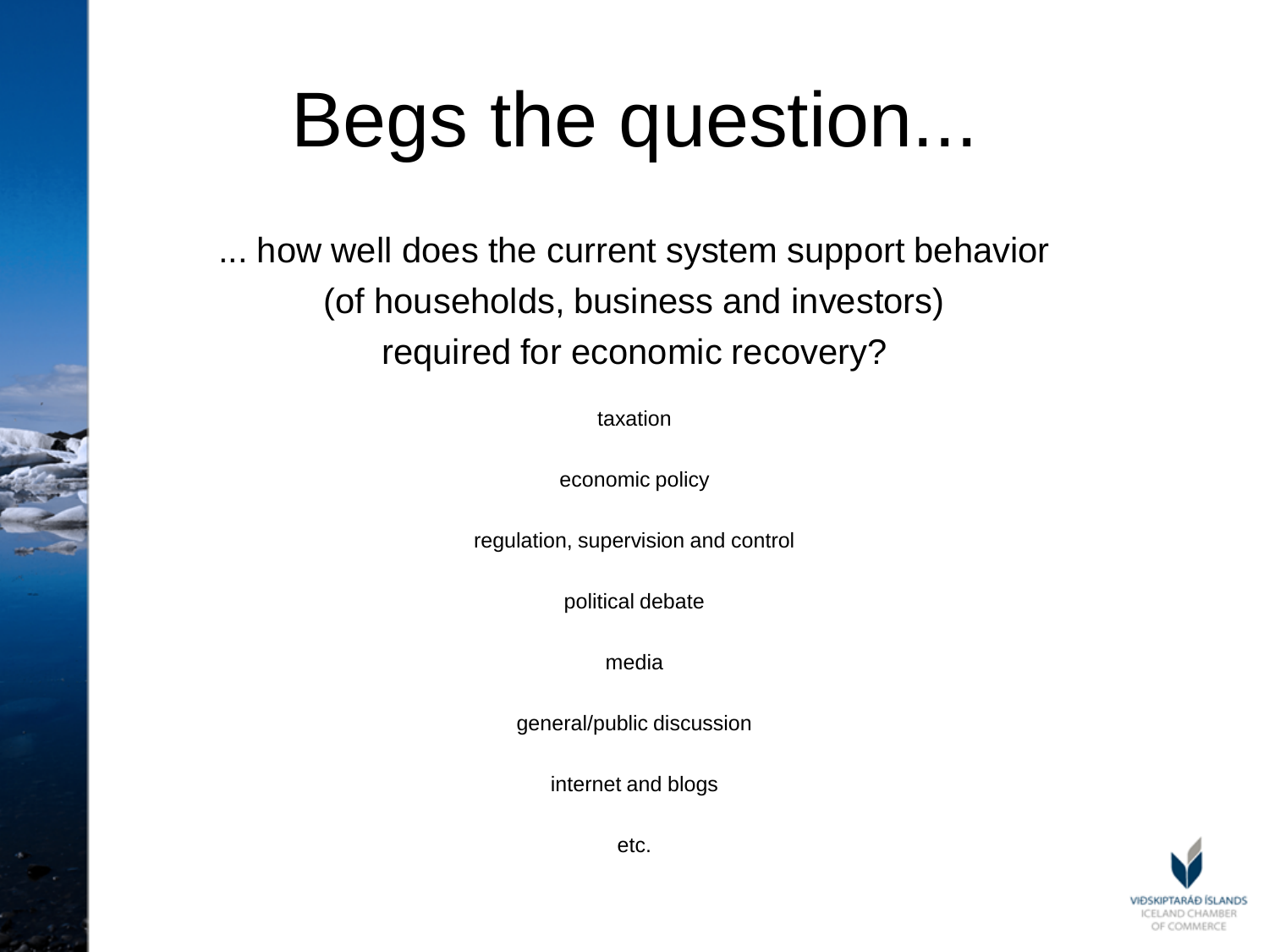# Begs the question...

... how well does the current system support behavior
(of households, business and investors)
required for economic recovery?

taxation

economic policy

regulation, supervision and control

political debate

media

general/public discussion

internet and blogs

etc.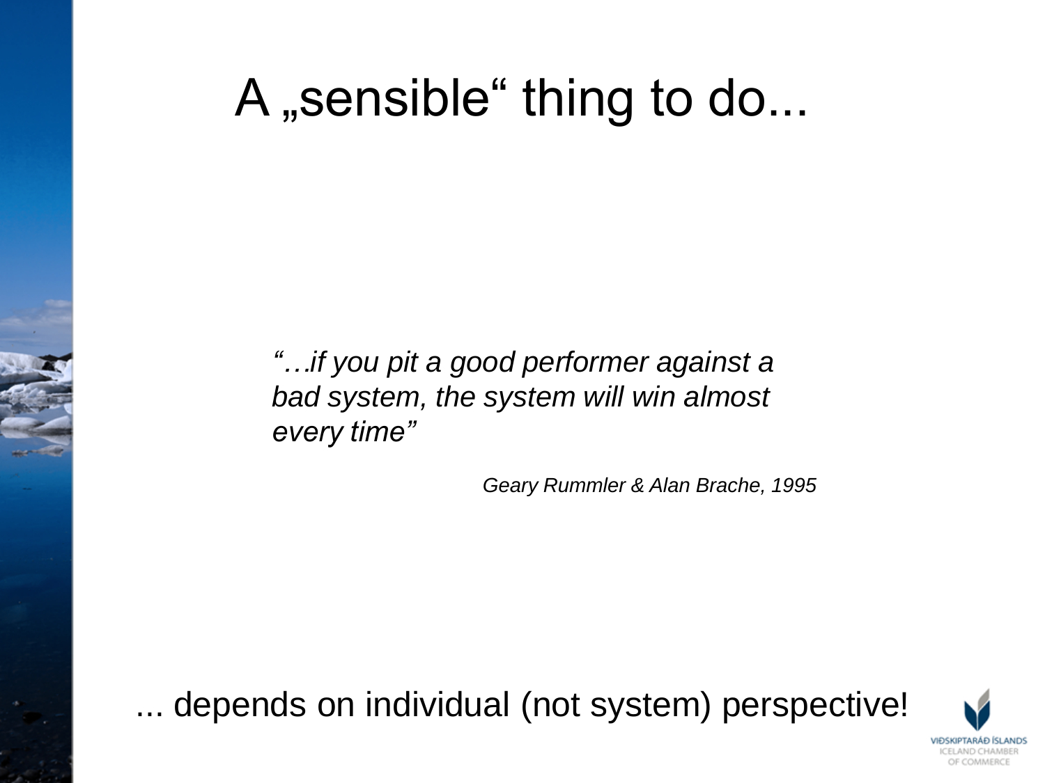# A „sensible“ thing to do...

*“…if you pit a good performer against a bad system, the system will win almost every time”*

*Geary Rummler & Alan Brache, 1995*

... depends on individual (not system) perspective!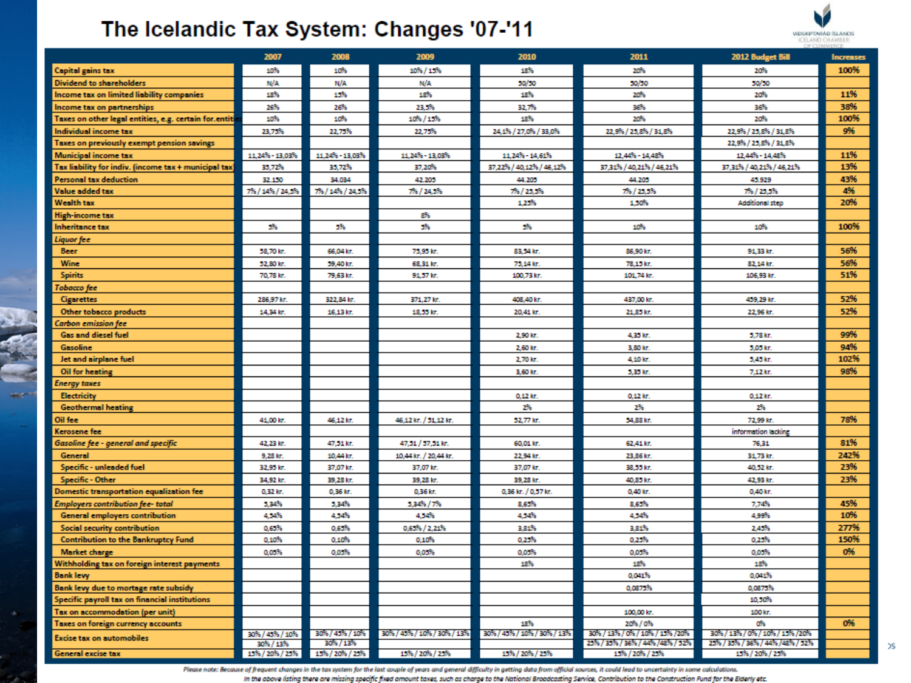# The Icelandic Tax System: Changes '07-'11

| | 2007 | 2008 | 2009 | 2010 | 2011 | 2012 Budget Bill | Increases |
|---|---|---|---|---|---|---|---|
| Capital gains tax | 10% | 10% | 10% / 15% | 18% | 20% | 20% | 100% |
| Dividend to shareholders | N/A | N/A | N/A | 50/50 | 50/50 | 50/50 | |
| Income tax on limited liability companies | 18% | 15% | 18% | 18% | 20% | 20% | 11% |
| Income tax on partnerships | 26% | 26% | 23,5% | 32,7% | 36% | 36% | 38% |
| Taxes on other legal entities, e.g. certain for.entities | 10% | 10% | 10% / 15% | 18% | 20% | 20% | 100% |
| Individual income tax | 23,75% | 22,75% | 22,75% | 24,1% / 27,0% / 33,0% | 22,9% / 25,8% / 31,8% | 22,9% / 25,8% / 31,8% | 9% |
| Taxes on previously exempt pension savings | | | | | | 22,9% / 25,8% / 31,8% | |
| Municipal income tax | 11,24% - 13,03% | 11,24% - 13,03% | 11,24% - 13,03% | 11,24% - 14,61% | 12,44% - 14,48% | 12,44% - 14,48% | 11% |
| Tax liability for indiv. (income tax + municipal tax) | 35,72% | 35,72% | 37,20% | 37,22% / 40,12% / 46,12% | 37,31% / 40,21% / 46,21% | 37,31% / 40,21% / 46,21% | 13% |
| Personal tax deduction | 32.150 | 34.034 | 42.205 | 44.205 | 44.205 | 45.929 | 43% |
| Value added tax | 7% / 14% / 24,5% | 7% / 14% / 24,5% | 7% / 24,5% | 7% / 25,5% | 7% / 25,5% | 7% / 25,5% | 4% |
| Wealth tax | | | | 1,25% | 1,50% | Additional step | 20% |
| High-income tax | | | 8% | | | | |
| Inheritance tax | 5% | 5% | 5% | 5% | 10% | 10% | 100% |
| *Liquor fee* | | | | | | | |
| Beer | 58,70 kr. | 66,04 kr. | 75,95 kr. | 83,54 kr. | 86,90 kr. | 91,33 kr. | 56% |
| Wine | 52,80 kr. | 59,40 kr. | 68,31 kr. | 75,14 kr. | 78,15 kr. | 82,14 kr. | 56% |
| Spirits | 70,78 kr. | 79,63 kr. | 91,57 kr. | 100,73 kr. | 101,74 kr. | 106,93 kr. | 51% |
| *Tobacco fee* | | | | | | | |
| Cigarettes | 286,97 kr. | 322,84 kr. | 371,27 kr. | 408,40 kr. | 437,00 kr. | 459,29 kr. | 52% |
| Other tobacco products | 14,34 kr. | 16,13 kr. | 18,55 kr. | 20,41 kr. | 21,85 kr. | 22,96 kr. | 52% |
| *Carbon emission fee* | | | | | | | |
| Gas and diesel fuel | | | | 2,90 kr. | 4,35 kr. | 5,78 kr. | 99% |
| Gasoline | | | | 2,60 kr. | 3,80 kr. | 5,05 kr. | 94% |
| Jet and airplane fuel | | | | 2,70 kr. | 4,10 kr. | 5,45 kr. | 102% |
| Oil for heating | | | | 3,60 kr. | 5,35 kr. | 7,12 kr. | 98% |
| *Energy taxes* | | | | | | | |
| Electricity | | | | 0,12 kr. | 0,12 kr. | 0,12 kr. | |
| Geothermal heating | | | | 2% | 2% | 2% | |
| Oil fee | 41,00 kr. | 46,12 kr. | 46,12 kr. / 51,12 kr. | 52,77 kr. | 54,88 kr. | 72,99 kr. | 78% |
| Kerosene fee | | | | | | information lacking | |
| *Gasoline fee - general and specific* | 42,23 kr. | 47,51 kr. | 47,51 / 57,51 kr. | 60,01 kr. | 62,41 kr. | 76,31 | 81% |
| General | 9,28 kr. | 10,44 kr. | 10,44 kr. / 20,44 kr. | 22,94 kr. | 23,86 kr. | 31,73 kr. | 242% |
| Specific - unleaded fuel | 32,95 kr. | 37,07 kr. | 37,07 kr. | 37,07 kr. | 38,55 kr. | 40,52 kr. | 23% |
| Specific - Other | 34,92 kr. | 39,28 kr. | 39,28 kr. | 39,28 kr. | 40,85 kr. | 42,93 kr. | 23% |
| Domestic transportation equalization fee | 0,32 kr. | 0,36 kr. | 0,36 kr. | 0,36 kr. / 0,57 kr. | 0,40 kr. | 0,40 kr. | |
| *Employers contribution fee- total* | 5,34% | 5,34% | 5,34% / 7% | 8,65% | 8,65% | 7,74% | 45% |
| General employers contribution | 4,54% | 4,54% | 4,54% | 4,54% | 4,54% | 4,99% | 10% |
| Social security contribution | 0,65% | 0,65% | 0,65% / 2,21% | 3,81% | 3,81% | 2,45% | 277% |
| Contribution to the Bankruptcy Fund | 0,10% | 0,10% | 0,10% | 0,25% | 0,25% | 0,25% | 150% |
| Market charge | 0,05% | 0,05% | 0,05% | 0,05% | 0,05% | 0,05% | 0% |
| Withholding tax on foreign interest payments | | | | 18% | 18% | 18% | |
| Bank levy | | | | | 0,041% | 0,041% | |
| Bank levy due to mortage rate subsidy | | | | | 0,0875% | 0,0875% | |
| Specific payroll tax on financial institutions | | | | | | 10,50% | |
| Tax on accommodation (per unit) | | | | | 100,00 kr. | 100 kr. | |
| Taxes on foreign currency accounts | | | | 18% | 20% / 0% | 0% | 0% |
| Excise tax on automobiles | 30% / 45% / 10% 30% / 13% | 30% / 45% / 10% 30% / 13% | 30% / 45% / 10% / 30% / 13% | 30% / 45% / 10% / 30% / 13% | 30% / 13% / 0% / 10% / 15% /20% 25% / 35% / 36% / 44% /48% / 52% | 30% / 13% / 0% / 10% / 15% /20% 25% / 35% / 36% / 44% /48% / 52% | |
| General excise tax | 15% / 20% / 25% | 15% / 20% / 25% | 15% / 20% / 25% | 15% / 20% / 25% | 15% / 20% / 25% | 15% / 20% / 25% | |

*Please note: Because of frequent changes in the tax system for the last couple of years and general difficulty in getting data from official sources, it could lead to uncertainty in some calculations.*
*In the above listing there are missing specific fixed amount taxes, such as charge to the National Broadcasting Service, Contribution to the Construction Fund for the Elderly etc.*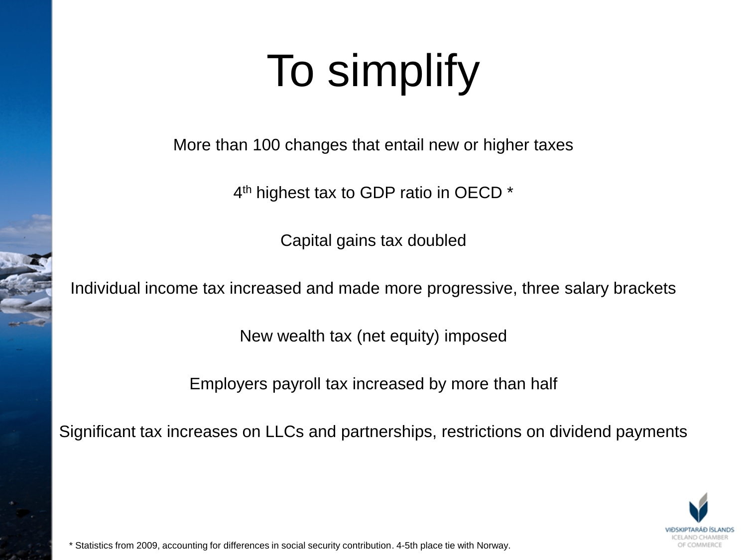# To simplify

More than 100 changes that entail new or higher taxes

4th highest tax to GDP ratio in OECD *

Capital gains tax doubled

Individual income tax increased and made more progressive, three salary brackets

New wealth tax (net equity) imposed

Employers payroll tax increased by more than half

Significant tax increases on LLCs and partnerships, restrictions on dividend payments

* Statistics from 2009, accounting for differences in social security contribution. 4-5th place tie with Norway.

VIÐSKIPTARÁÐ ÍSLANDS
ICELAND CHAMBER OF COMMERCE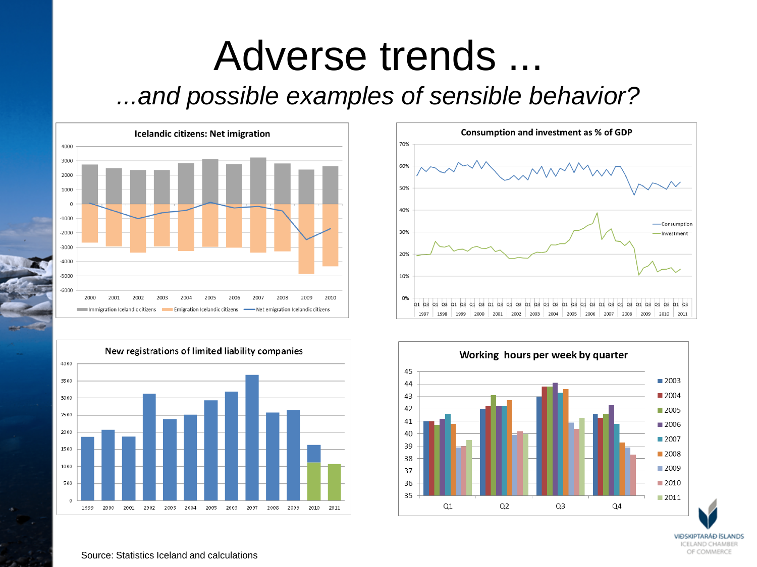# Adverse trends ...

*...and possible examples of sensible behavior?*

**Icelandic citizens: Net imigration**

Immigration Icelandic citizens | Emigration Icelandic citizens | Net emigration Icelandic citizens

**Consumption and investment as % of GDP**

Consumption | Investment

**New registrations of limited liability companies**

**Working hours per week by quarter**

Source: Statistics Iceland and calculations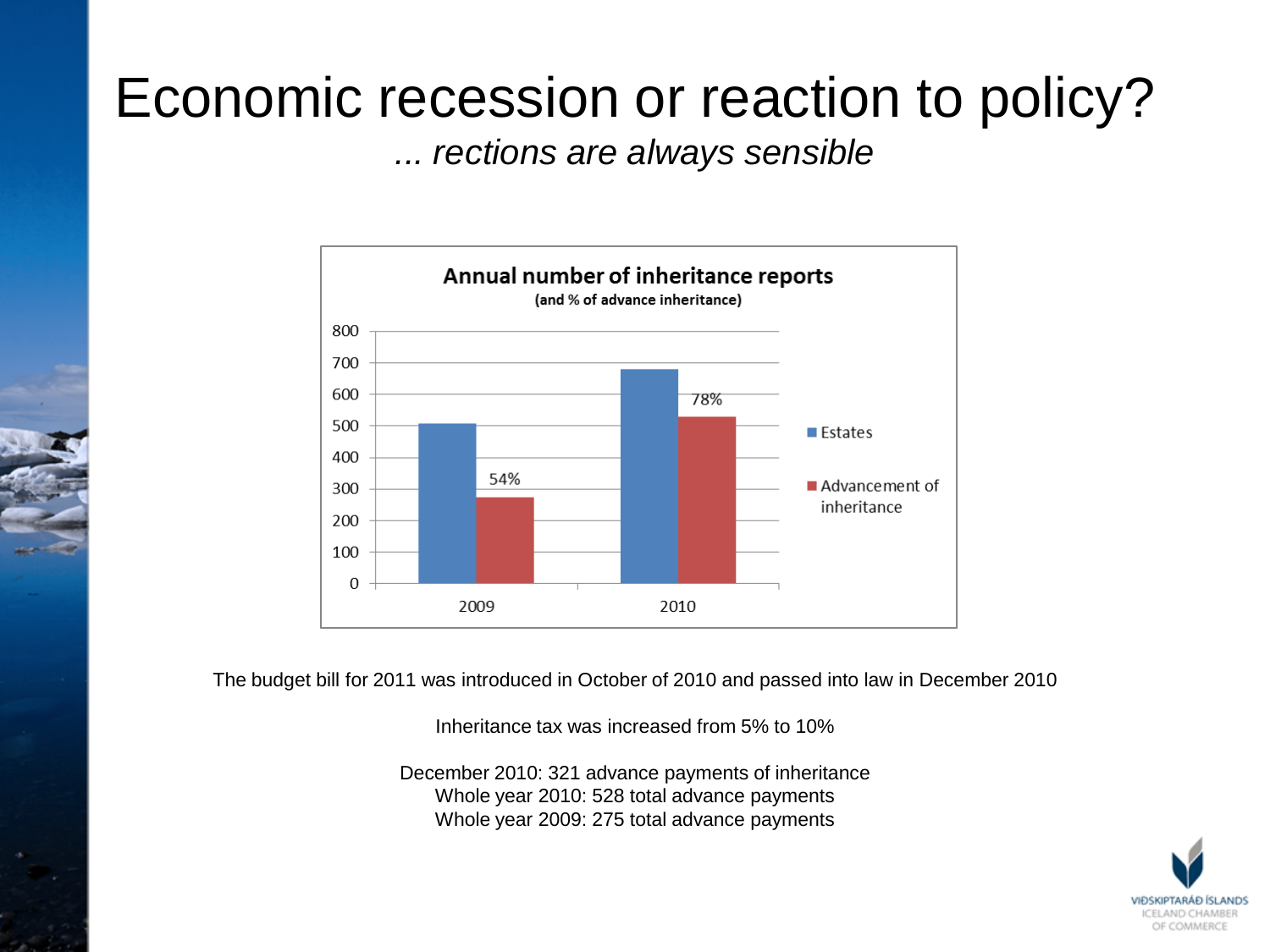# Economic recession or reaction to policy?

*... rections are always sensible*

**Annual number of inheritance reports**
**(and % of advance inheritance)**

| | Estates | Advancement of inheritance |
|---|---|---|
| 2009 | ~505 | ~275 (54%) |
| 2010 | ~680 | ~528 (78%) |

The budget bill for 2011 was introduced in October of 2010 and passed into law in December 2010

Inheritance tax was increased from 5% to 10%

December 2010: 321 advance payments of inheritance
Whole year 2010: 528 total advance payments
Whole year 2009: 275 total advance payments

VIÐSKIPTARÁÐ ÍSLANDS
ICELAND CHAMBER OF COMMERCE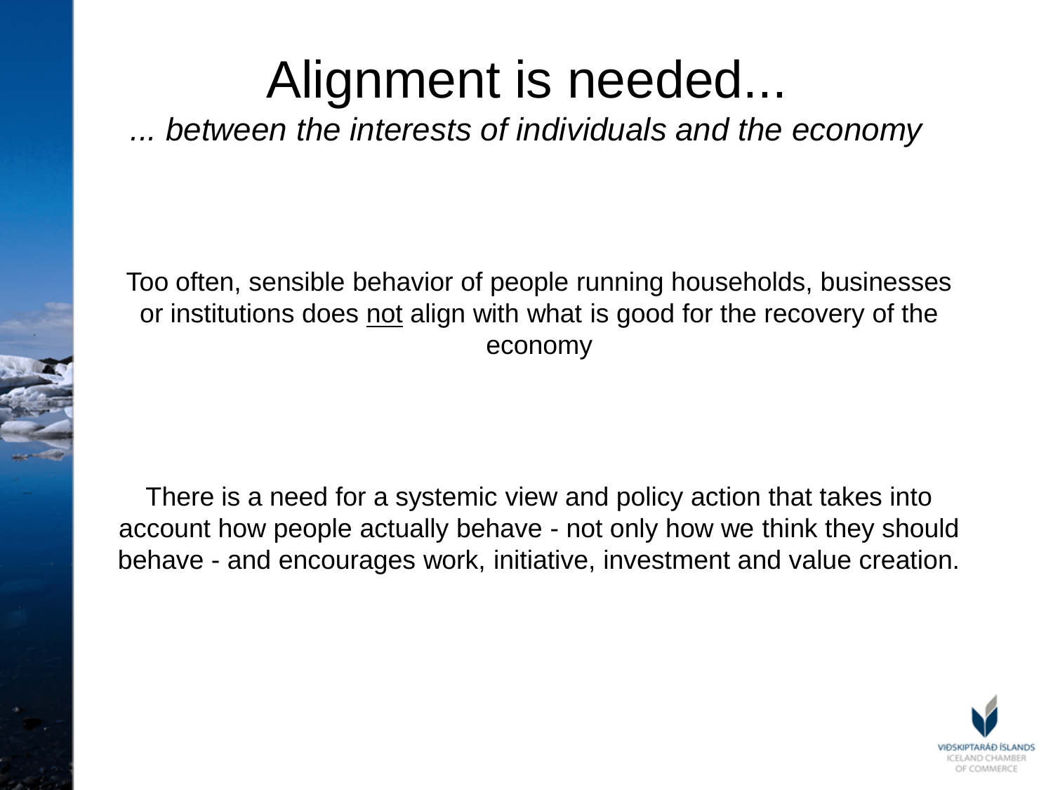# Alignment is needed...

*... between the interests of individuals and the economy*

Too often, sensible behavior of people running households, businesses or institutions does <u>not</u> align with what is good for the recovery of the economy

There is a need for a systemic view and policy action that takes into account how people actually behave - not only how we think they should behave - and encourages work, initiative, investment and value creation.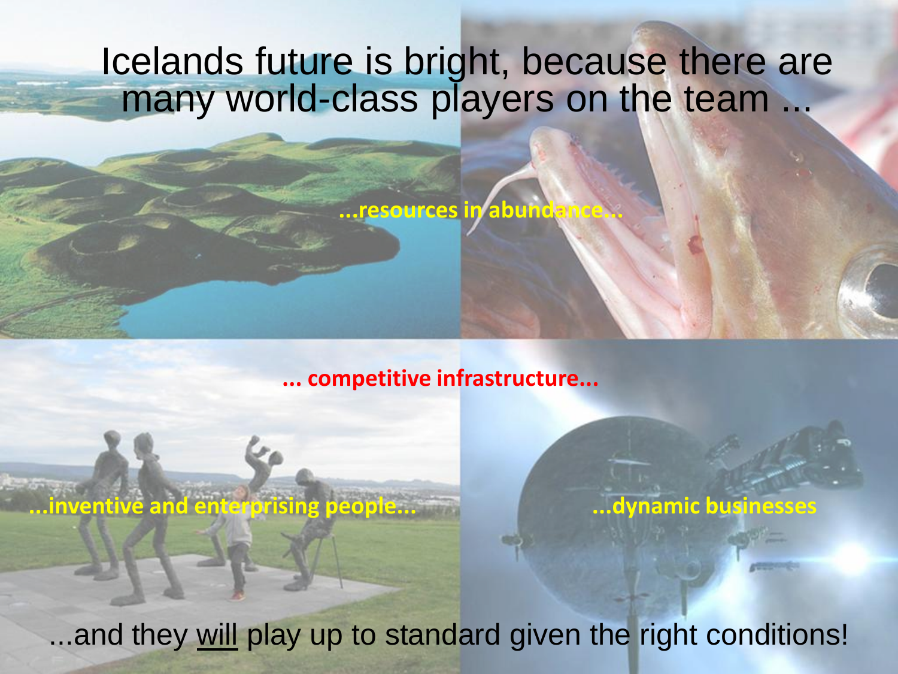# Icelands future is bright, because there are many world-class players on the team ...

**...resources in abundance...**

**... competitive infrastructure...**

**...inventive and enterprising people...**

**...dynamic businesses**

...and they will play up to standard given the right conditions!